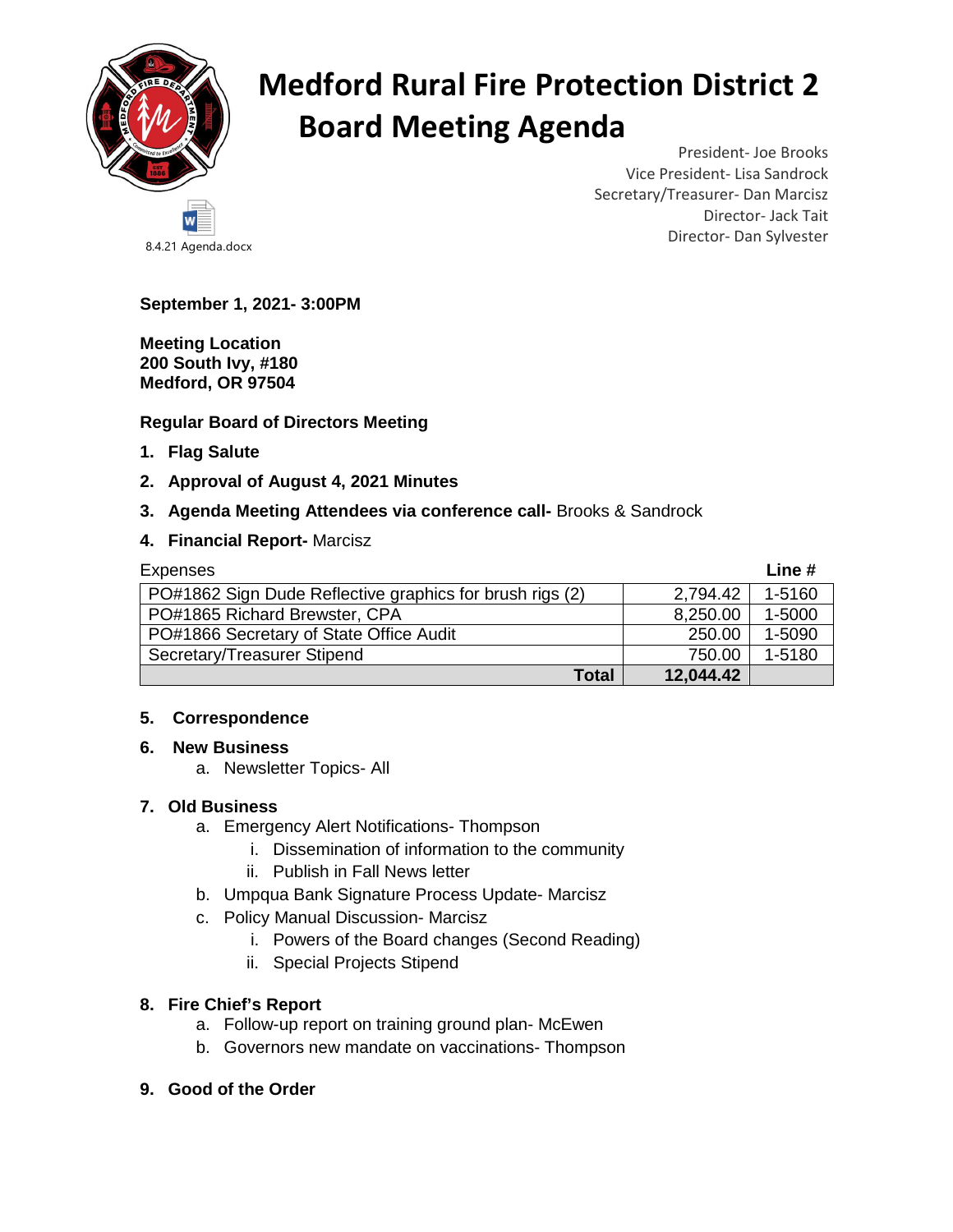# Medford Rural Fire Protection District 2
# Board Meeting Agenda

President- Joe Brooks
Vice President- Lisa Sandrock
Secretary/Treasurer- Dan Marcisz
Director- Jack Tait
Director- Dan Sylvester

8.4.21 Agenda.docx

**September 1, 2021- 3:00PM**

**Meeting Location**
**200 South Ivy, #180**
**Medford, OR 97504**

**Regular Board of Directors Meeting**

1. **Flag Salute**
2. **Approval of August 4, 2021 Minutes**
3. **Agenda Meeting Attendees via conference call-** Brooks & Sandrock
4. **Financial Report-** Marcisz

| Expenses | | **Line #** |
|---|---|---|
| PO#1862 Sign Dude Reflective graphics for brush rigs (2) | 2,794.42 | 1-5160 |
| PO#1865 Richard Brewster, CPA | 8,250.00 | 1-5000 |
| PO#1866 Secretary of State Office Audit | 250.00 | 1-5090 |
| Secretary/Treasurer Stipend | 750.00 | 1-5180 |
| **Total** | **12,044.42** | |

5. **Correspondence**
6. **New Business**
   a. Newsletter Topics- All
7. **Old Business**
   a. Emergency Alert Notifications- Thompson
      i. Dissemination of information to the community
      ii. Publish in Fall News letter
   b. Umpqua Bank Signature Process Update- Marcisz
   c. Policy Manual Discussion- Marcisz
      i. Powers of the Board changes (Second Reading)
      ii. Special Projects Stipend
8. **Fire Chief's Report**
   a. Follow-up report on training ground plan- McEwen
   b. Governors new mandate on vaccinations- Thompson
9. **Good of the Order**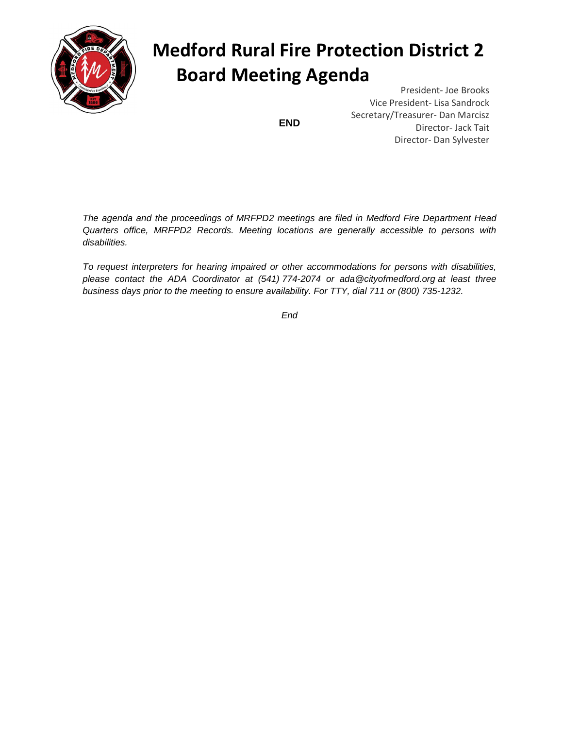# Medford Rural Fire Protection District 2
# Board Meeting Agenda

President- Joe Brooks
Vice President- Lisa Sandrock
Secretary/Treasurer- Dan Marcisz
Director- Jack Tait
Director- Dan Sylvester

**END**

*The agenda and the proceedings of MRFPD2 meetings are filed in Medford Fire Department Head Quarters office, MRFPD2 Records. Meeting locations are generally accessible to persons with disabilities.*

*To request interpreters for hearing impaired or other accommodations for persons with disabilities, please contact the ADA Coordinator at (541) 774-2074 or ada@cityofmedford.org at least three business days prior to the meeting to ensure availability. For TTY, dial 711 or (800) 735-1232.*

*End*